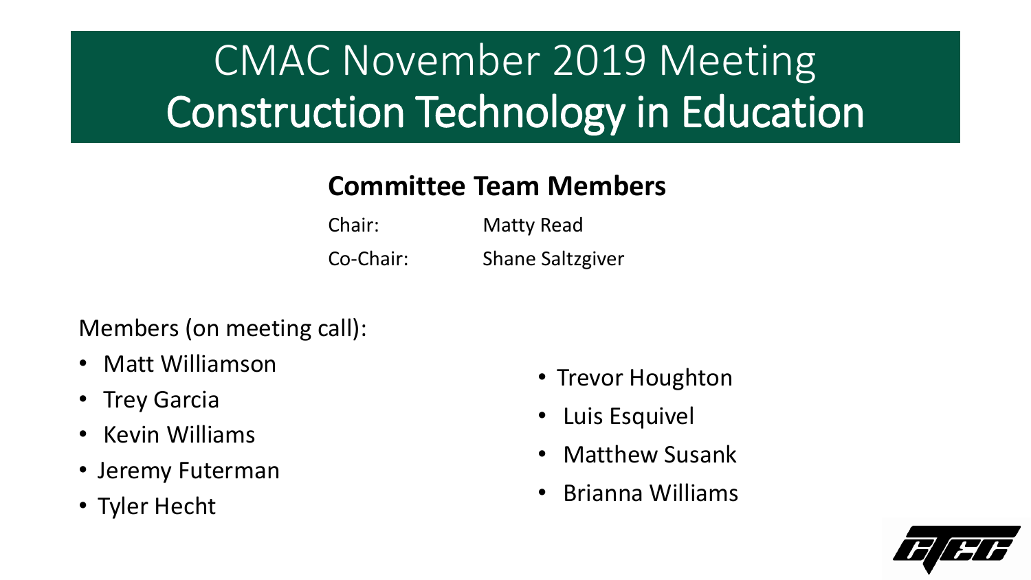# CMAC November 2019 Meeting
# Construction Technology in Education

## Committee Team Members

| | |
|---|---|
| Chair: | Matty Read |
| Co-Chair: | Shane Saltzgiver |

Members (on meeting call):

- Matt Williamson
- Trey Garcia
- Kevin Williams
- Jeremy Futerman
- Tyler Hecht
- Trevor Houghton
- Luis Esquivel
- Matthew Susank
- Brianna Williams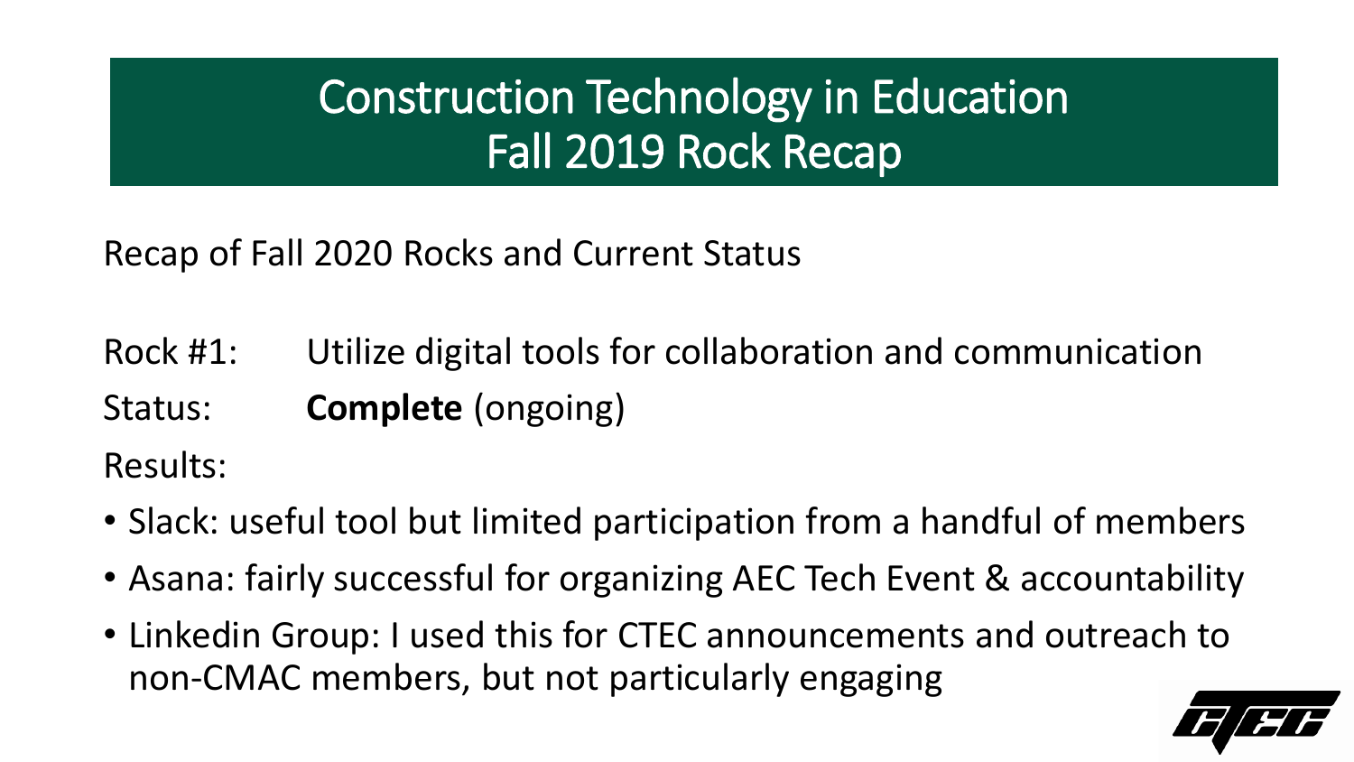# Construction Technology in Education
# Fall 2019 Rock Recap

Recap of Fall 2020 Rocks and Current Status

Rock #1: Utilize digital tools for collaboration and communication

Status: **Complete** (ongoing)

Results:

- Slack: useful tool but limited participation from a handful of members
- Asana: fairly successful for organizing AEC Tech Event & accountability
- Linkedin Group: I used this for CTEC announcements and outreach to non-CMAC members, but not particularly engaging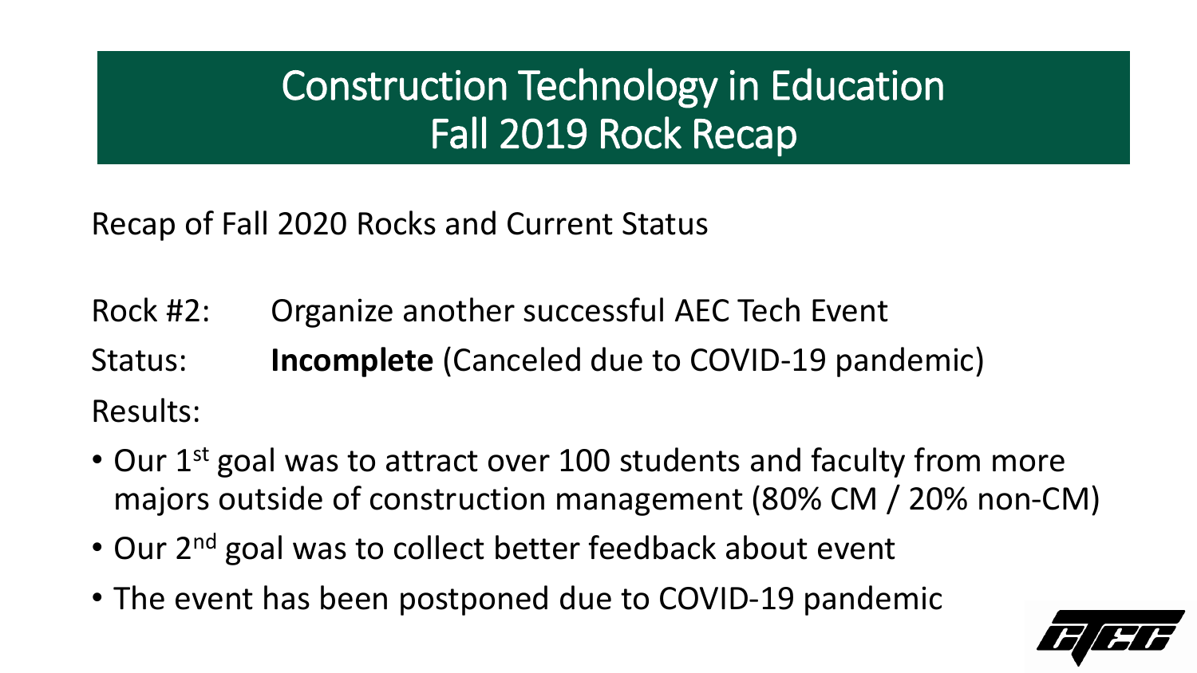# Construction Technology in Education
# Fall 2019 Rock Recap

Recap of Fall 2020 Rocks and Current Status

Rock #2: Organize another successful AEC Tech Event

Status: **Incomplete** (Canceled due to COVID-19 pandemic)

Results:

- Our 1st goal was to attract over 100 students and faculty from more majors outside of construction management (80% CM / 20% non-CM)
- Our 2nd goal was to collect better feedback about event
- The event has been postponed due to COVID-19 pandemic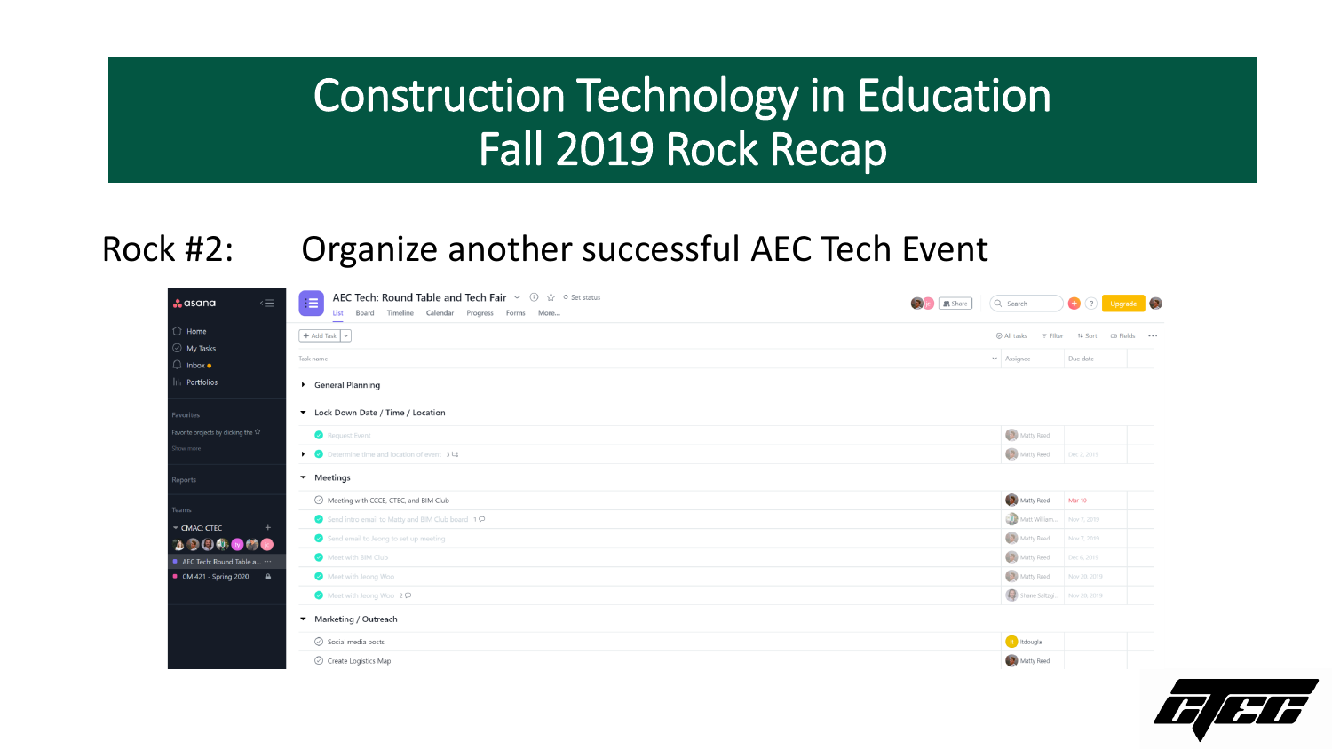# Construction Technology in Education
# Fall 2019 Rock Recap

## Rock #2: Organize another successful AEC Tech Event

**AEC Tech: Round Table and Tech Fair**

List | Board | Timeline | Calendar | Progress | Forms | More...

| Task name | Assignee | Due date |
|---|---|---|
| **General Planning** | | |
| **Lock Down Date / Time / Location** | | |
| Request Event | Matty Reed | |
| Determine time and location of event 3 | Matty Reed | Dec 2, 2019 |
| **Meetings** | | |
| Meeting with CCCE, CTEC, and BIM Club | Matty Reed | Mar 10 |
| Send intro email to Matty and BIM Club board 1 | Matt William... | Nov 2, 2019 |
| Send email to Jeong to set up meeting | Matty Reed | Nov 7, 2019 |
| Meet with BIM Club | Matty Reed | Dec 6, 2019 |
| Meet with Jeong Woo | Matty Reed | Nov 20, 2019 |
| Meet with Jeong Woo 2 | Shane Saltzgi... | Nov 20, 2019 |
| **Marketing / Outreach** | | |
| Social media posts | ltdougla | |
| Create Logistics Map | Matty Reed | |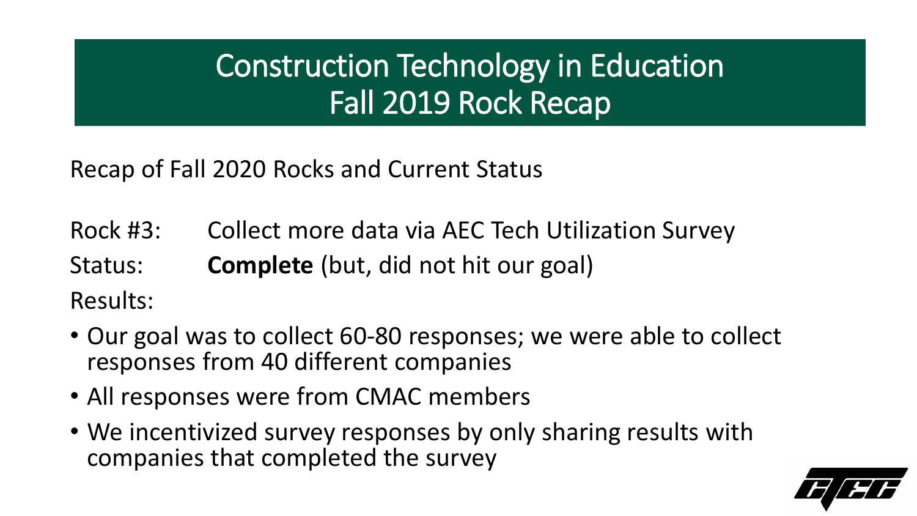# Construction Technology in Education
# Fall 2019 Rock Recap

Recap of Fall 2020 Rocks and Current Status

Rock #3: Collect more data via AEC Tech Utilization Survey

Status: **Complete** (but, did not hit our goal)

Results:

- Our goal was to collect 60-80 responses; we were able to collect responses from 40 different companies
- All responses were from CMAC members
- We incentivized survey responses by only sharing results with companies that completed the survey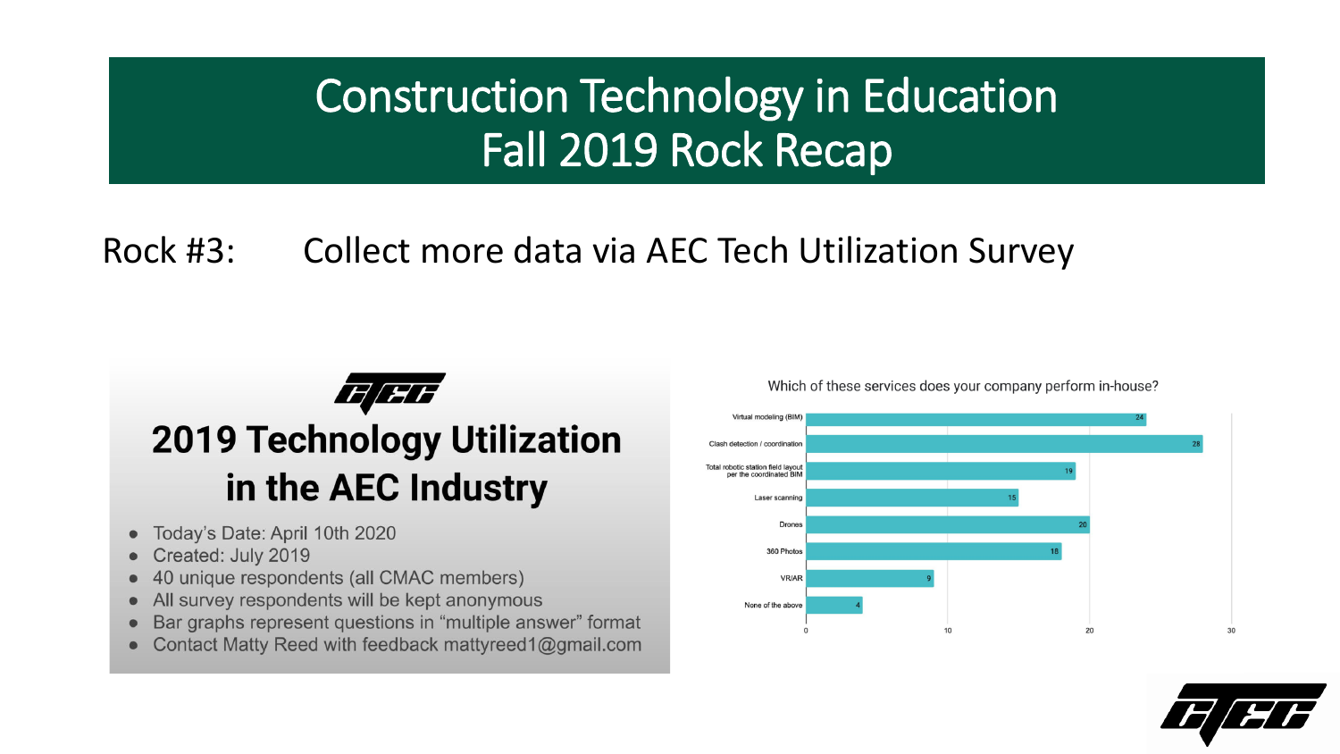# Construction Technology in Education
# Fall 2019 Rock Recap

Rock #3: Collect more data via AEC Tech Utilization Survey

## 2019 Technology Utilization in the AEC Industry

- Today's Date: April 10th 2020
- Created: July 2019
- 40 unique respondents (all CMAC members)
- All survey respondents will be kept anonymous
- Bar graphs represent questions in "multiple answer" format
- Contact Matty Reed with feedback mattyreed1@gmail.com

Which of these services does your company perform in-house?

| Service | Count |
| --- | --- |
| Virtual modeling (BIM) | 24 |
| Clash detection / coordination | 28 |
| Total robotic station field layout per the coordinated BIM | 19 |
| Laser scanning | 15 |
| Drones | 20 |
| 360 Photos | 18 |
| VR/AR | 9 |
| None of the above | 4 |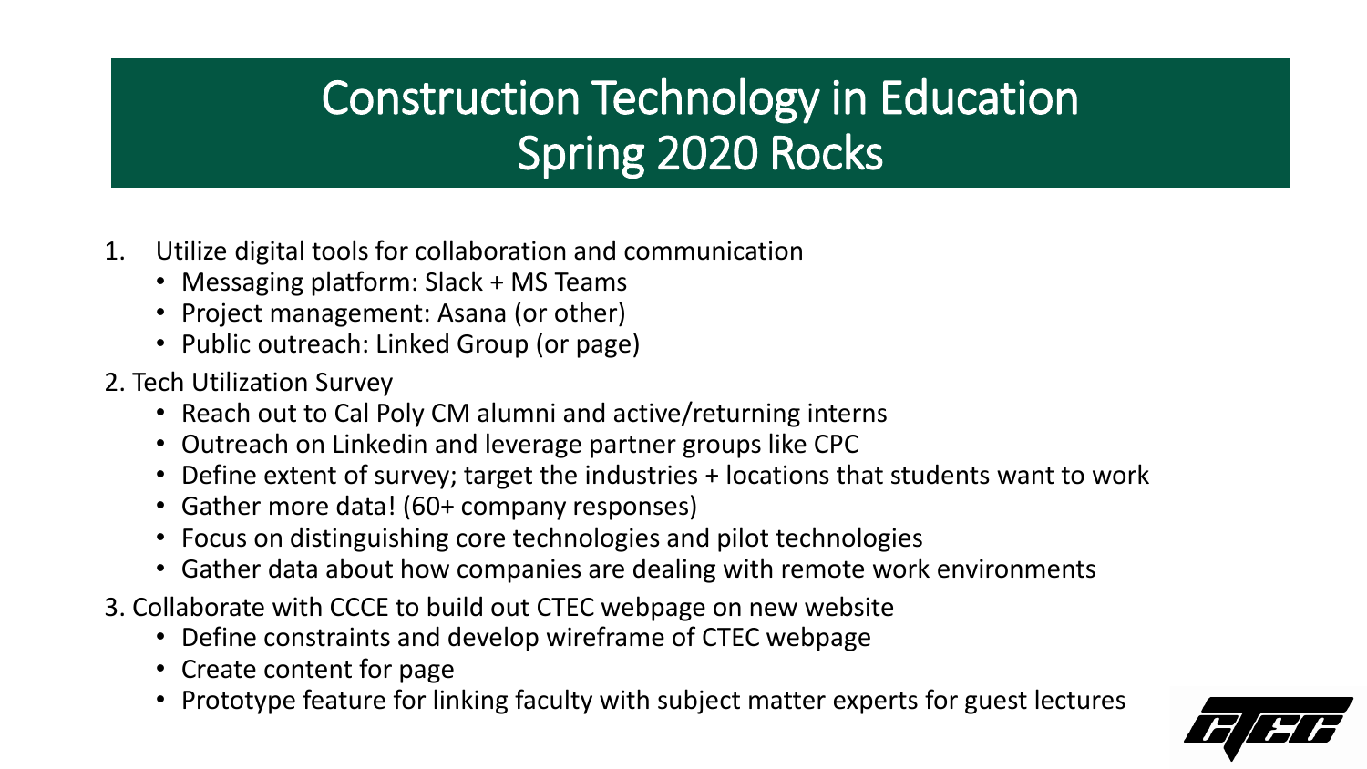# Construction Technology in Education
# Spring 2020 Rocks

1. Utilize digital tools for collaboration and communication
   - Messaging platform: Slack + MS Teams
   - Project management: Asana (or other)
   - Public outreach: Linked Group (or page)
2. Tech Utilization Survey
   - Reach out to Cal Poly CM alumni and active/returning interns
   - Outreach on Linkedin and leverage partner groups like CPC
   - Define extent of survey; target the industries + locations that students want to work
   - Gather more data! (60+ company responses)
   - Focus on distinguishing core technologies and pilot technologies
   - Gather data about how companies are dealing with remote work environments
3. Collaborate with CCCE to build out CTEC webpage on new website
   - Define constraints and develop wireframe of CTEC webpage
   - Create content for page
   - Prototype feature for linking faculty with subject matter experts for guest lectures